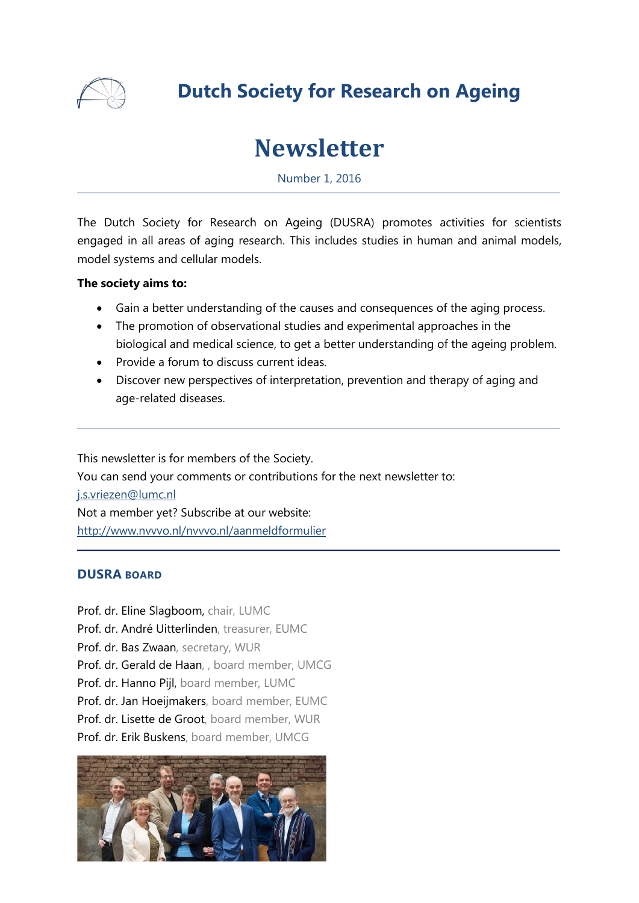# Dutch Society for Research on Ageing

# Newsletter

Number 1, 2016

---

The Dutch Society for Research on Ageing (DUSRA) promotes activities for scientists engaged in all areas of aging research. This includes studies in human and animal models, model systems and cellular models.

**The society aims to:**

- Gain a better understanding of the causes and consequences of the aging process.
- The promotion of observational studies and experimental approaches in the biological and medical science, to get a better understanding of the ageing problem.
- Provide a forum to discuss current ideas.
- Discover new perspectives of interpretation, prevention and therapy of aging and age-related diseases.

---

This newsletter is for members of the Society.
You can send your comments or contributions for the next newsletter to:
j.s.vriezen@lumc.nl
Not a member yet? Subscribe at our website:
http://www.nvvvo.nl/nvvvo.nl/aanmeldformulier

---

## DUSRA BOARD

Prof. dr. Eline Slagboom, chair, LUMC
Prof. dr. André Uitterlinden, treasurer, EUMC
Prof. dr. Bas Zwaan, secretary, WUR
Prof. dr. Gerald de Haan, , board member, UMCG
Prof. dr. Hanno Pijl, board member, LUMC
Prof. dr. Jan Hoeijmakers, board member, EUMC
Prof. dr. Lisette de Groot, board member, WUR
Prof. dr. Erik Buskens, board member, UMCG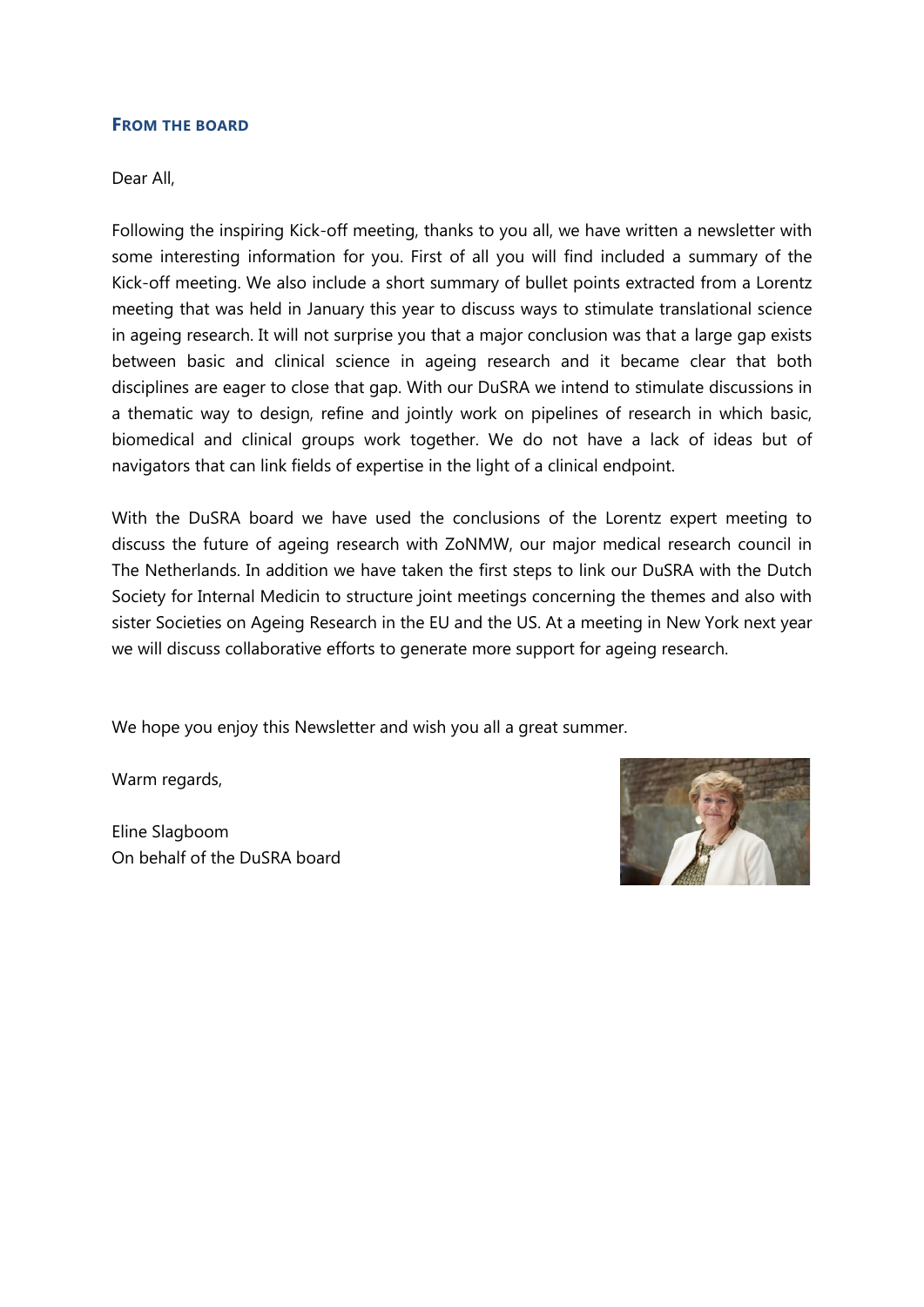## From the board

Dear All,

Following the inspiring Kick-off meeting, thanks to you all, we have written a newsletter with some interesting information for you. First of all you will find included a summary of the Kick-off meeting. We also include a short summary of bullet points extracted from a Lorentz meeting that was held in January this year to discuss ways to stimulate translational science in ageing research. It will not surprise you that a major conclusion was that a large gap exists between basic and clinical science in ageing research and it became clear that both disciplines are eager to close that gap. With our DuSRA we intend to stimulate discussions in a thematic way to design, refine and jointly work on pipelines of research in which basic, biomedical and clinical groups work together. We do not have a lack of ideas but of navigators that can link fields of expertise in the light of a clinical endpoint.

With the DuSRA board we have used the conclusions of the Lorentz expert meeting to discuss the future of ageing research with ZoNMW, our major medical research council in The Netherlands. In addition we have taken the first steps to link our DuSRA with the Dutch Society for Internal Medicin to structure joint meetings concerning the themes and also with sister Societies on Ageing Research in the EU and the US. At a meeting in New York next year we will discuss collaborative efforts to generate more support for ageing research.

We hope you enjoy this Newsletter and wish you all a great summer.

Warm regards,

Eline Slagboom
On behalf of the DuSRA board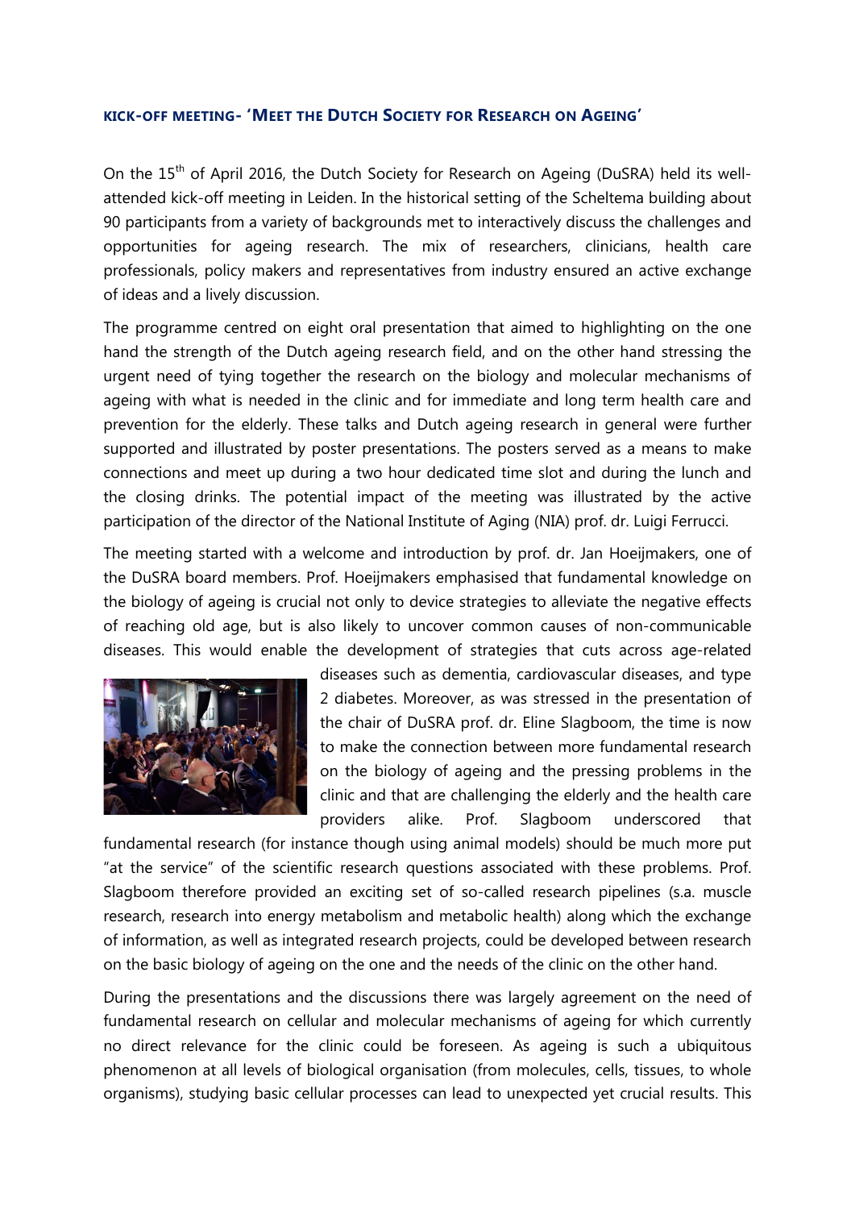## KICK-OFF MEETING- 'MEET THE DUTCH SOCIETY FOR RESEARCH ON AGEING'

On the 15th of April 2016, the Dutch Society for Research on Ageing (DuSRA) held its well-attended kick-off meeting in Leiden. In the historical setting of the Scheltema building about 90 participants from a variety of backgrounds met to interactively discuss the challenges and opportunities for ageing research. The mix of researchers, clinicians, health care professionals, policy makers and representatives from industry ensured an active exchange of ideas and a lively discussion.

The programme centred on eight oral presentation that aimed to highlighting on the one hand the strength of the Dutch ageing research field, and on the other hand stressing the urgent need of tying together the research on the biology and molecular mechanisms of ageing with what is needed in the clinic and for immediate and long term health care and prevention for the elderly. These talks and Dutch ageing research in general were further supported and illustrated by poster presentations. The posters served as a means to make connections and meet up during a two hour dedicated time slot and during the lunch and the closing drinks. The potential impact of the meeting was illustrated by the active participation of the director of the National Institute of Aging (NIA) prof. dr. Luigi Ferrucci.

The meeting started with a welcome and introduction by prof. dr. Jan Hoeijmakers, one of the DuSRA board members. Prof. Hoeijmakers emphasised that fundamental knowledge on the biology of ageing is crucial not only to device strategies to alleviate the negative effects of reaching old age, but is also likely to uncover common causes of non-communicable diseases. This would enable the development of strategies that cuts across age-related diseases such as dementia, cardiovascular diseases, and type 2 diabetes. Moreover, as was stressed in the presentation of the chair of DuSRA prof. dr. Eline Slagboom, the time is now to make the connection between more fundamental research on the biology of ageing and the pressing problems in the clinic and that are challenging the elderly and the health care providers alike. Prof. Slagboom underscored that fundamental research (for instance though using animal models) should be much more put "at the service" of the scientific research questions associated with these problems. Prof. Slagboom therefore provided an exciting set of so-called research pipelines (s.a. muscle research, research into energy metabolism and metabolic health) along which the exchange of information, as well as integrated research projects, could be developed between research on the basic biology of ageing on the one and the needs of the clinic on the other hand.

During the presentations and the discussions there was largely agreement on the need of fundamental research on cellular and molecular mechanisms of ageing for which currently no direct relevance for the clinic could be foreseen. As ageing is such a ubiquitous phenomenon at all levels of biological organisation (from molecules, cells, tissues, to whole organisms), studying basic cellular processes can lead to unexpected yet crucial results. This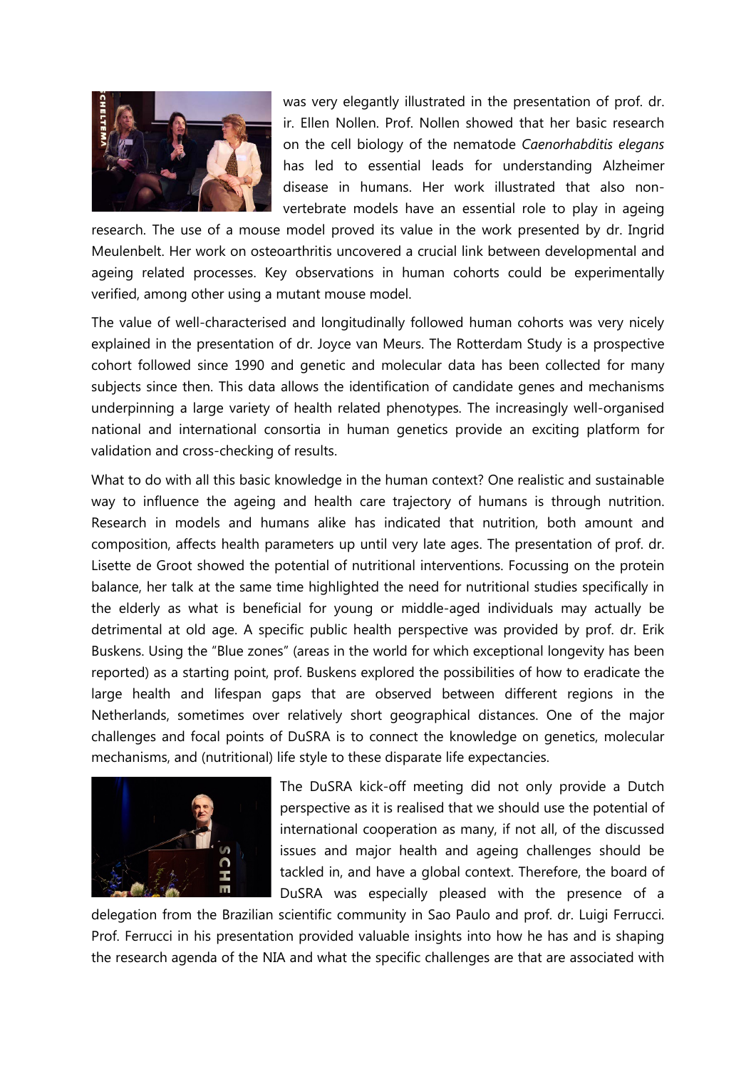was very elegantly illustrated in the presentation of prof. dr. ir. Ellen Nollen. Prof. Nollen showed that her basic research on the cell biology of the nematode *Caenorhabditis elegans* has led to essential leads for understanding Alzheimer disease in humans. Her work illustrated that also non-vertebrate models have an essential role to play in ageing research. The use of a mouse model proved its value in the work presented by dr. Ingrid Meulenbelt. Her work on osteoarthritis uncovered a crucial link between developmental and ageing related processes. Key observations in human cohorts could be experimentally verified, among other using a mutant mouse model.

The value of well-characterised and longitudinally followed human cohorts was very nicely explained in the presentation of dr. Joyce van Meurs. The Rotterdam Study is a prospective cohort followed since 1990 and genetic and molecular data has been collected for many subjects since then. This data allows the identification of candidate genes and mechanisms underpinning a large variety of health related phenotypes. The increasingly well-organised national and international consortia in human genetics provide an exciting platform for validation and cross-checking of results.

What to do with all this basic knowledge in the human context? One realistic and sustainable way to influence the ageing and health care trajectory of humans is through nutrition. Research in models and humans alike has indicated that nutrition, both amount and composition, affects health parameters up until very late ages. The presentation of prof. dr. Lisette de Groot showed the potential of nutritional interventions. Focussing on the protein balance, her talk at the same time highlighted the need for nutritional studies specifically in the elderly as what is beneficial for young or middle-aged individuals may actually be detrimental at old age. A specific public health perspective was provided by prof. dr. Erik Buskens. Using the "Blue zones" (areas in the world for which exceptional longevity has been reported) as a starting point, prof. Buskens explored the possibilities of how to eradicate the large health and lifespan gaps that are observed between different regions in the Netherlands, sometimes over relatively short geographical distances. One of the major challenges and focal points of DuSRA is to connect the knowledge on genetics, molecular mechanisms, and (nutritional) life style to these disparate life expectancies.

The DuSRA kick-off meeting did not only provide a Dutch perspective as it is realised that we should use the potential of international cooperation as many, if not all, of the discussed issues and major health and ageing challenges should be tackled in, and have a global context. Therefore, the board of DuSRA was especially pleased with the presence of a delegation from the Brazilian scientific community in Sao Paulo and prof. dr. Luigi Ferrucci. Prof. Ferrucci in his presentation provided valuable insights into how he has and is shaping the research agenda of the NIA and what the specific challenges are that are associated with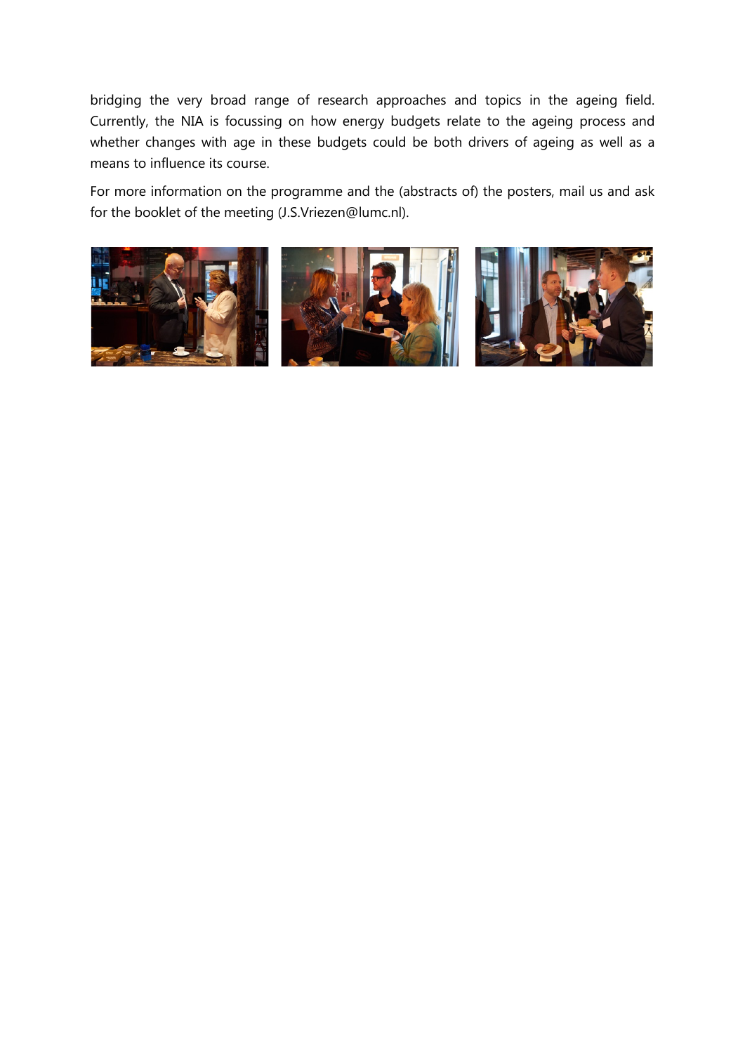bridging the very broad range of research approaches and topics in the ageing field. Currently, the NIA is focussing on how energy budgets relate to the ageing process and whether changes with age in these budgets could be both drivers of ageing as well as a means to influence its course.

For more information on the programme and the (abstracts of) the posters, mail us and ask for the booklet of the meeting (J.S.Vriezen@lumc.nl).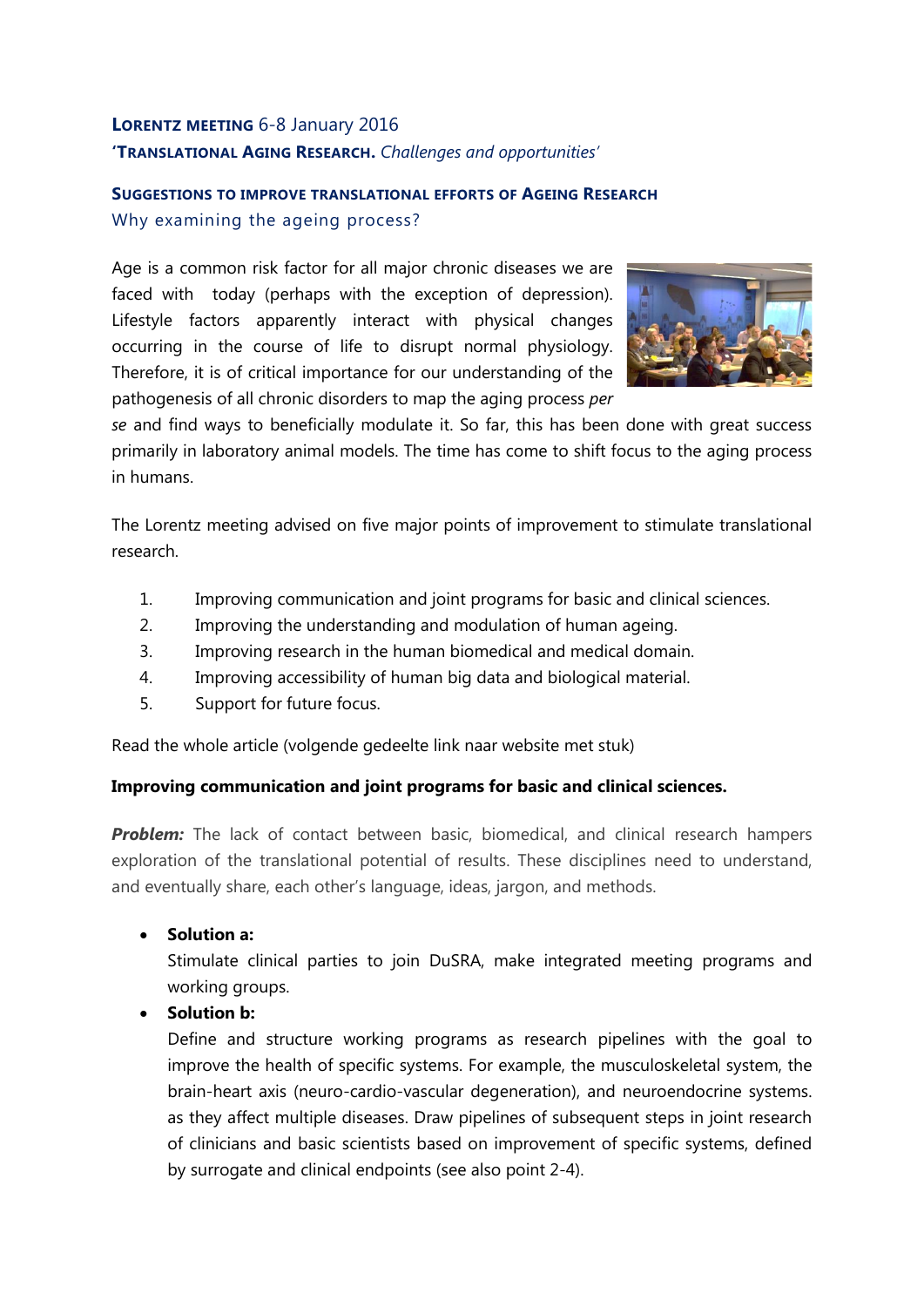**LORENTZ MEETING** 6-8 January 2016
**'TRANSLATIONAL AGING RESEARCH.** *Challenges and opportunities'*

## SUGGESTIONS TO IMPROVE TRANSLATIONAL EFFORTS OF AGEING RESEARCH

### Why examining the ageing process?

Age is a common risk factor for all major chronic diseases we are faced with today (perhaps with the exception of depression). Lifestyle factors apparently interact with physical changes occurring in the course of life to disrupt normal physiology. Therefore, it is of critical importance for our understanding of the pathogenesis of all chronic disorders to map the aging process *per se* and find ways to beneficially modulate it. So far, this has been done with great success primarily in laboratory animal models. The time has come to shift focus to the aging process in humans.

The Lorentz meeting advised on five major points of improvement to stimulate translational research.

1. Improving communication and joint programs for basic and clinical sciences.
2. Improving the understanding and modulation of human ageing.
3. Improving research in the human biomedical and medical domain.
4. Improving accessibility of human big data and biological material.
5. Support for future focus.

Read the whole article (volgende gedeelte link naar website met stuk)

**Improving communication and joint programs for basic and clinical sciences.**

***Problem:*** The lack of contact between basic, biomedical, and clinical research hampers exploration of the translational potential of results. These disciplines need to understand, and eventually share, each other's language, ideas, jargon, and methods.

- **Solution a:**
  Stimulate clinical parties to join DuSRA, make integrated meeting programs and working groups.
- **Solution b:**
  Define and structure working programs as research pipelines with the goal to improve the health of specific systems. For example, the musculoskeletal system, the brain-heart axis (neuro-cardio-vascular degeneration), and neuroendocrine systems. as they affect multiple diseases. Draw pipelines of subsequent steps in joint research of clinicians and basic scientists based on improvement of specific systems, defined by surrogate and clinical endpoints (see also point 2-4).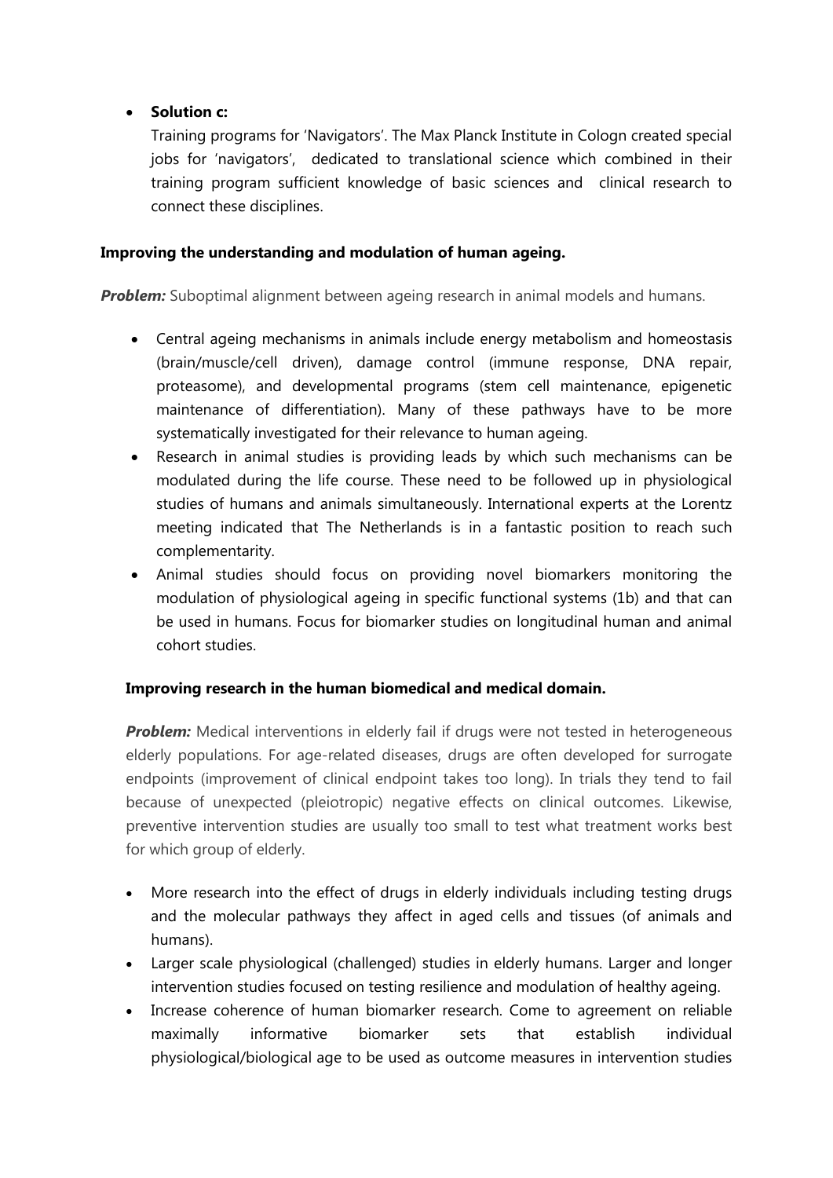- **Solution c:**
  Training programs for 'Navigators'. The Max Planck Institute in Cologn created special jobs for 'navigators', dedicated to translational science which combined in their training program sufficient knowledge of basic sciences and clinical research to connect these disciplines.

**Improving the understanding and modulation of human ageing.**

***Problem:*** Suboptimal alignment between ageing research in animal models and humans.

- Central ageing mechanisms in animals include energy metabolism and homeostasis (brain/muscle/cell driven), damage control (immune response, DNA repair, proteasome), and developmental programs (stem cell maintenance, epigenetic maintenance of differentiation). Many of these pathways have to be more systematically investigated for their relevance to human ageing.
- Research in animal studies is providing leads by which such mechanisms can be modulated during the life course. These need to be followed up in physiological studies of humans and animals simultaneously. International experts at the Lorentz meeting indicated that The Netherlands is in a fantastic position to reach such complementarity.
- Animal studies should focus on providing novel biomarkers monitoring the modulation of physiological ageing in specific functional systems (1b) and that can be used in humans. Focus for biomarker studies on longitudinal human and animal cohort studies.

**Improving research in the human biomedical and medical domain.**

***Problem:*** Medical interventions in elderly fail if drugs were not tested in heterogeneous elderly populations. For age-related diseases, drugs are often developed for surrogate endpoints (improvement of clinical endpoint takes too long). In trials they tend to fail because of unexpected (pleiotropic) negative effects on clinical outcomes. Likewise, preventive intervention studies are usually too small to test what treatment works best for which group of elderly.

- More research into the effect of drugs in elderly individuals including testing drugs and the molecular pathways they affect in aged cells and tissues (of animals and humans).
- Larger scale physiological (challenged) studies in elderly humans. Larger and longer intervention studies focused on testing resilience and modulation of healthy ageing.
- Increase coherence of human biomarker research. Come to agreement on reliable maximally informative biomarker sets that establish individual physiological/biological age to be used as outcome measures in intervention studies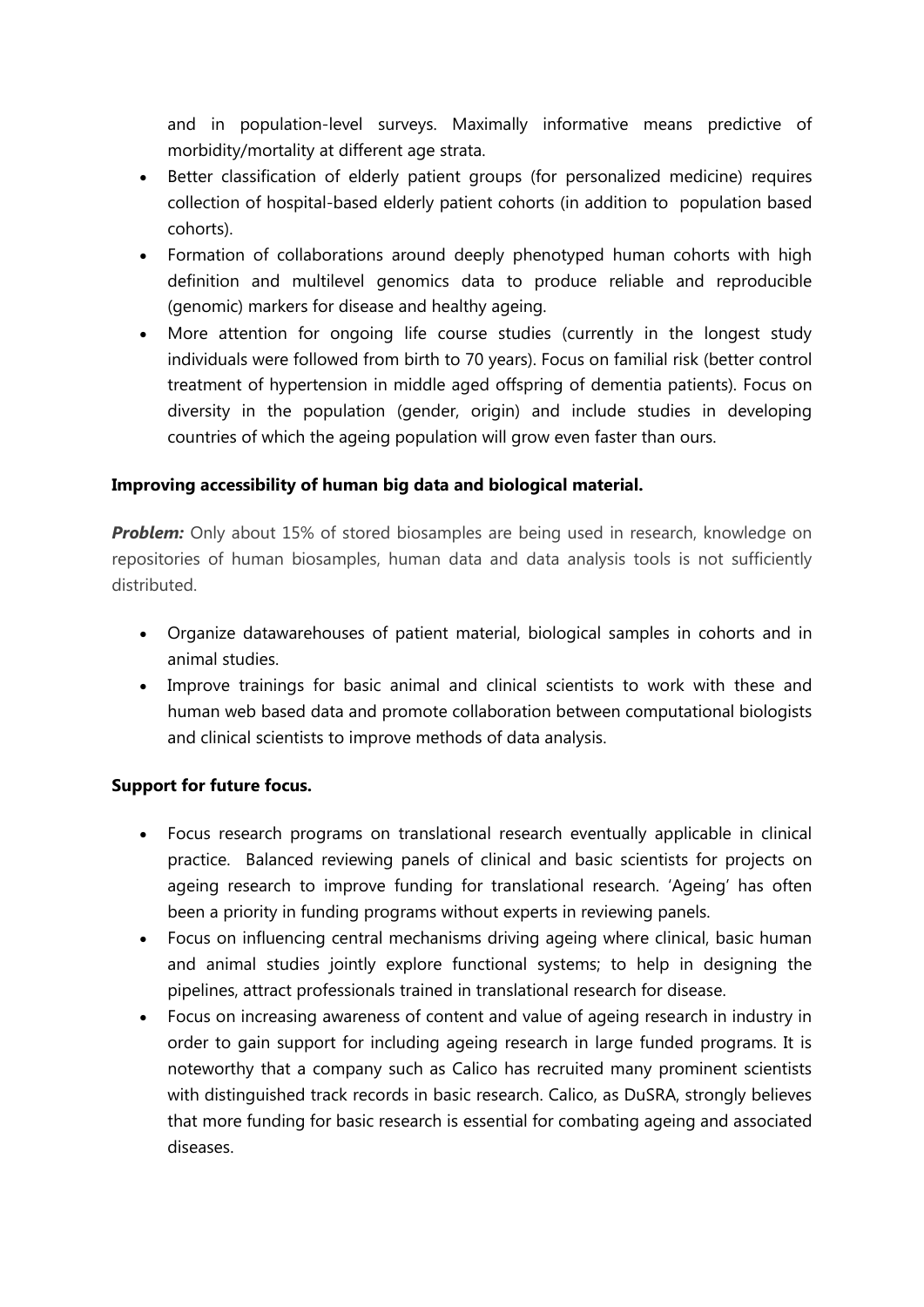and in population-level surveys. Maximally informative means predictive of morbidity/mortality at different age strata.

- Better classification of elderly patient groups (for personalized medicine) requires collection of hospital-based elderly patient cohorts (in addition to population based cohorts).
- Formation of collaborations around deeply phenotyped human cohorts with high definition and multilevel genomics data to produce reliable and reproducible (genomic) markers for disease and healthy ageing.
- More attention for ongoing life course studies (currently in the longest study individuals were followed from birth to 70 years). Focus on familial risk (better control treatment of hypertension in middle aged offspring of dementia patients). Focus on diversity in the population (gender, origin) and include studies in developing countries of which the ageing population will grow even faster than ours.

**Improving accessibility of human big data and biological material.**

***Problem:*** Only about 15% of stored biosamples are being used in research, knowledge on repositories of human biosamples, human data and data analysis tools is not sufficiently distributed.

- Organize datawarehouses of patient material, biological samples in cohorts and in animal studies.
- Improve trainings for basic animal and clinical scientists to work with these and human web based data and promote collaboration between computational biologists and clinical scientists to improve methods of data analysis.

**Support for future focus.**

- Focus research programs on translational research eventually applicable in clinical practice. Balanced reviewing panels of clinical and basic scientists for projects on ageing research to improve funding for translational research. 'Ageing' has often been a priority in funding programs without experts in reviewing panels.
- Focus on influencing central mechanisms driving ageing where clinical, basic human and animal studies jointly explore functional systems; to help in designing the pipelines, attract professionals trained in translational research for disease.
- Focus on increasing awareness of content and value of ageing research in industry in order to gain support for including ageing research in large funded programs. It is noteworthy that a company such as Calico has recruited many prominent scientists with distinguished track records in basic research. Calico, as DuSRA, strongly believes that more funding for basic research is essential for combating ageing and associated diseases.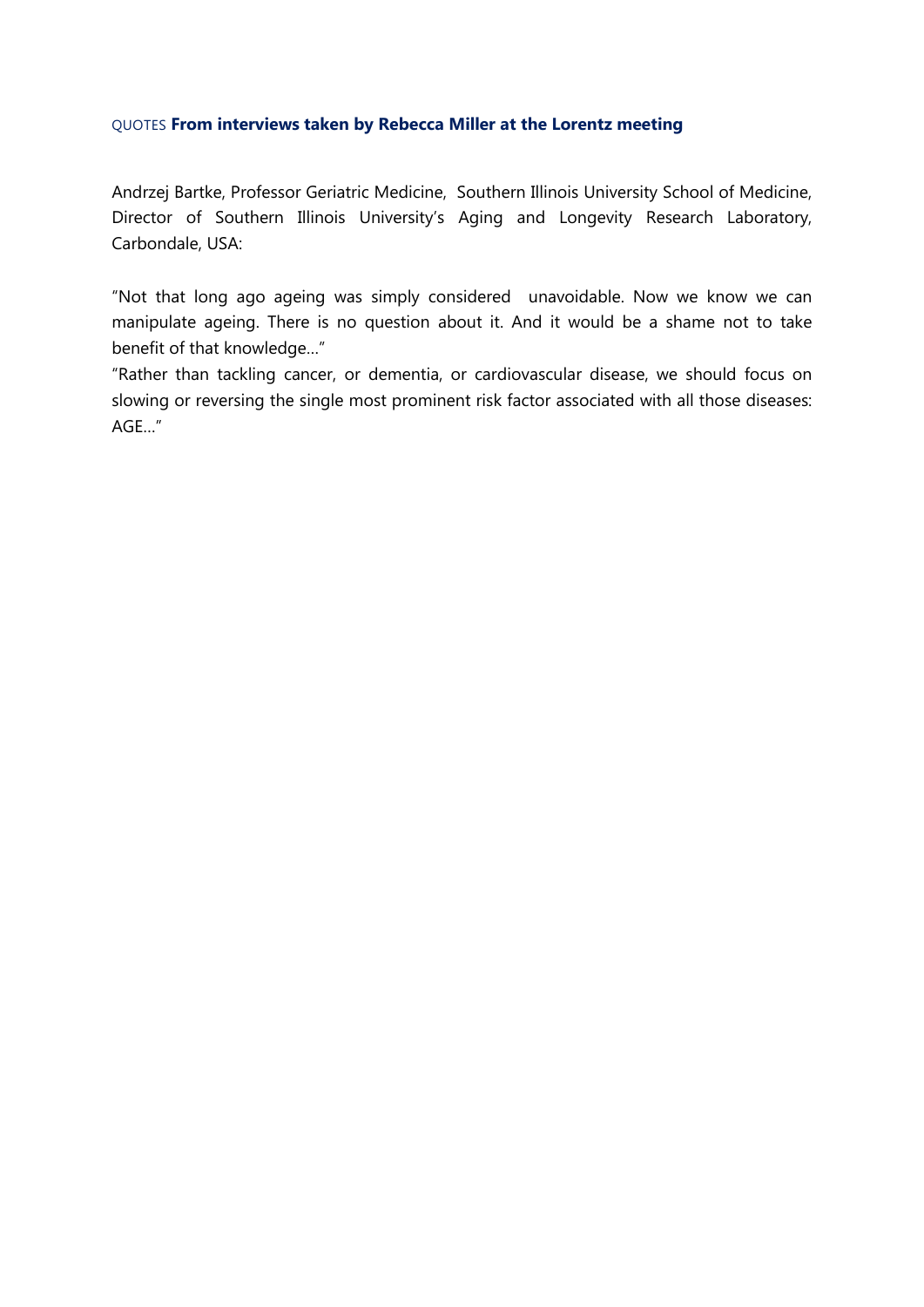QUOTES **From interviews taken by Rebecca Miller at the Lorentz meeting**

Andrzej Bartke, Professor Geriatric Medicine, Southern Illinois University School of Medicine, Director of Southern Illinois University's Aging and Longevity Research Laboratory, Carbondale, USA:

"Not that long ago ageing was simply considered unavoidable. Now we know we can manipulate ageing. There is no question about it. And it would be a shame not to take benefit of that knowledge…"

"Rather than tackling cancer, or dementia, or cardiovascular disease, we should focus on slowing or reversing the single most prominent risk factor associated with all those diseases: AGE…"